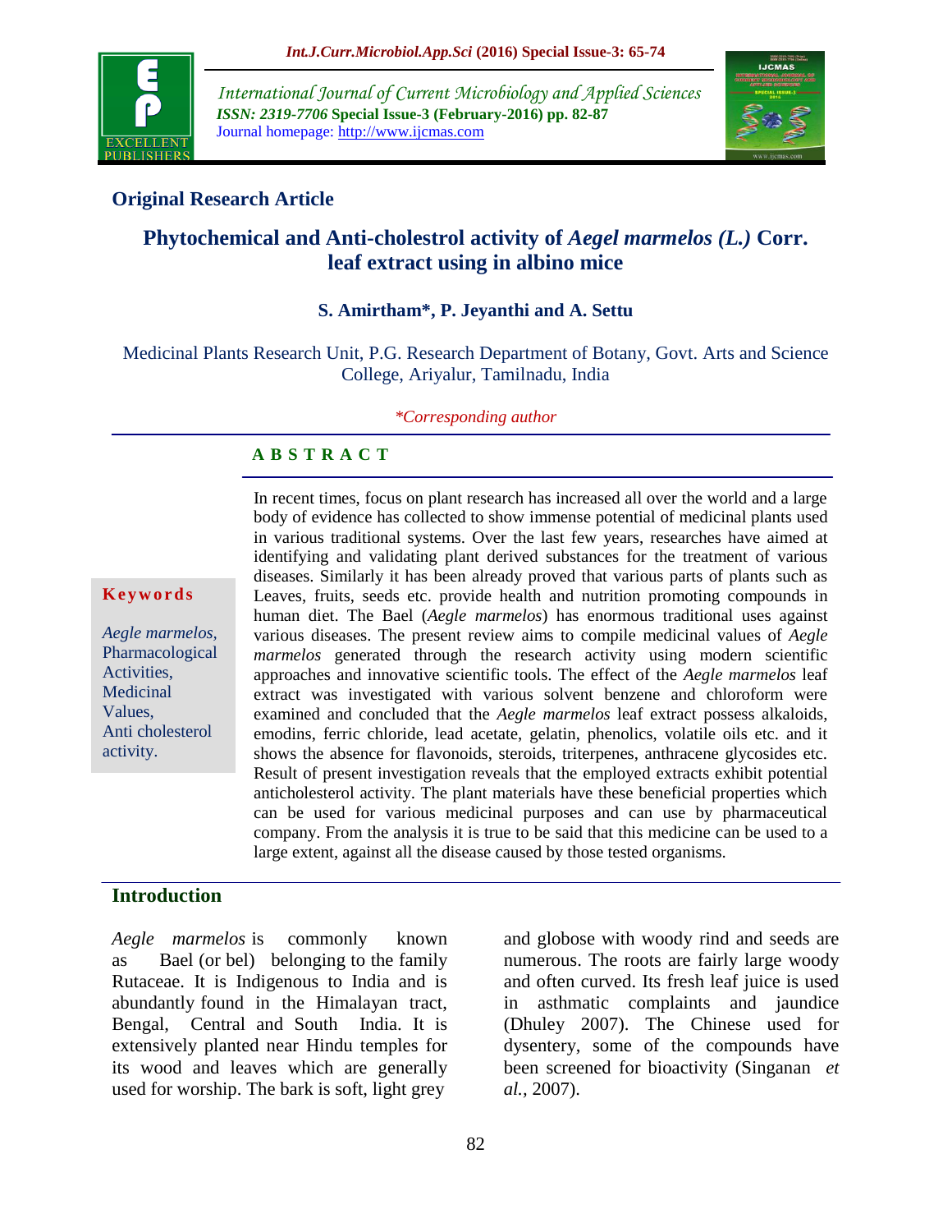International Journal of Current Microbiology and Applied Sciences
*ISSN: 2319-7706* **Special Issue-3 (February-2016) pp. 82-87**
Journal homepage: http://www.ijcmas.com

**Original Research Article**

# Phytochemical and Anti-cholestrol activity of *Aegel marmelos (L.)* Corr. leaf extract using in albino mice

**S. Amirtham\*, P. Jeyanthi and A. Settu**

Medicinal Plants Research Unit, P.G. Research Department of Botany, Govt. Arts and Science College, Ariyalur, Tamilnadu, India

*\*Corresponding author*

**Keywords**

*Aegle marmelos,* Pharmacological Activities, Medicinal Values, Anti cholesterol activity.

## ABSTRACT

In recent times, focus on plant research has increased all over the world and a large body of evidence has collected to show immense potential of medicinal plants used in various traditional systems. Over the last few years, researches have aimed at identifying and validating plant derived substances for the treatment of various diseases. Similarly it has been already proved that various parts of plants such as Leaves, fruits, seeds etc. provide health and nutrition promoting compounds in human diet. The Bael (*Aegle marmelos*) has enormous traditional uses against various diseases. The present review aims to compile medicinal values of *Aegle marmelos* generated through the research activity using modern scientific approaches and innovative scientific tools. The effect of the *Aegle marmelos* leaf extract was investigated with various solvent benzene and chloroform were examined and concluded that the *Aegle marmelos* leaf extract possess alkaloids, emodins, ferric chloride, lead acetate, gelatin, phenolics, volatile oils etc. and it shows the absence for flavonoids, steroids, triterpenes, anthracene glycosides etc. Result of present investigation reveals that the employed extracts exhibit potential anticholesterol activity. The plant materials have these beneficial properties which can be used for various medicinal purposes and can use by pharmaceutical company. From the analysis it is true to be said that this medicine can be used to a large extent, against all the disease caused by those tested organisms.

## Introduction

*Aegle marmelos* is commonly known as Bael (or bel) belonging to the family Rutaceae. It is Indigenous to India and is abundantly found in the Himalayan tract, Bengal, Central and South India. It is extensively planted near Hindu temples for its wood and leaves which are generally used for worship. The bark is soft, light grey and globose with woody rind and seeds are numerous. The roots are fairly large woody and often curved. Its fresh leaf juice is used in asthmatic complaints and jaundice (Dhuley 2007). The Chinese used for dysentery, some of the compounds have been screened for bioactivity (Singanan *et al.,* 2007).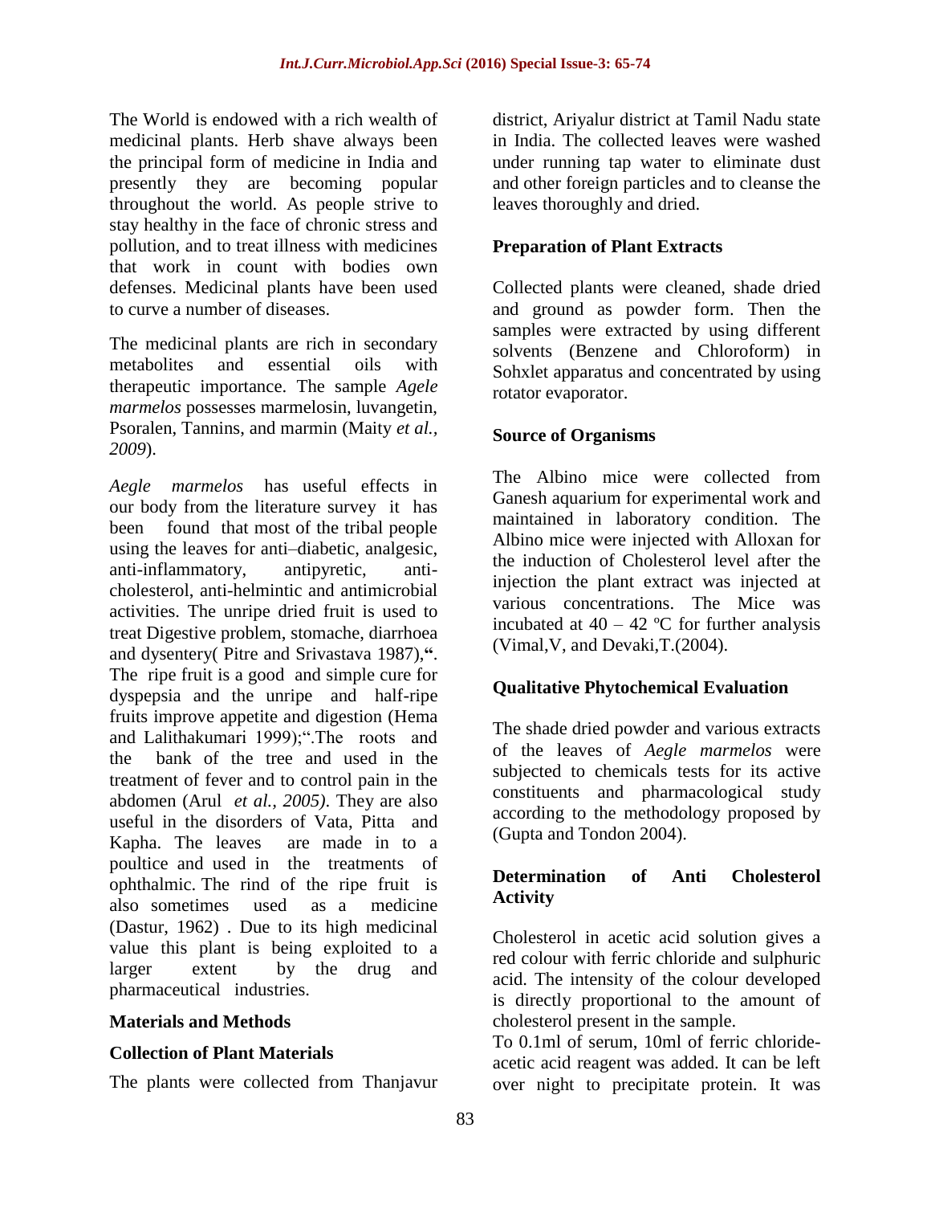The World is endowed with a rich wealth of medicinal plants. Herb shave always been the principal form of medicine in India and presently they are becoming popular throughout the world. As people strive to stay healthy in the face of chronic stress and pollution, and to treat illness with medicines that work in count with bodies own defenses. Medicinal plants have been used to curve a number of diseases.

The medicinal plants are rich in secondary metabolites and essential oils with therapeutic importance. The sample *Agele marmelos* possesses marmelosin, luvangetin, Psoralen, Tannins, and marmin (Maity *et al., 2009*).

*Aegle marmelos* has useful effects in our body from the literature survey it has been found that most of the tribal people using the leaves for anti–diabetic, analgesic, anti-inflammatory, antipyretic, anti-cholesterol, anti-helmintic and antimicrobial activities. The unripe dried fruit is used to treat Digestive problem, stomache, diarrhoea and dysentery( Pitre and Srivastava 1987),**"**. The ripe fruit is a good and simple cure for dyspepsia and the unripe and half-ripe fruits improve appetite and digestion (Hema and Lalithakumari 1999);".The roots and the bank of the tree and used in the treatment of fever and to control pain in the abdomen (Arul *et al., 2005)*. They are also useful in the disorders of Vata, Pitta and Kapha. The leaves are made in to a poultice and used in the treatments of ophthalmic. The rind of the ripe fruit is also sometimes used as a medicine (Dastur, 1962) . Due to its high medicinal value this plant is being exploited to a larger extent by the drug and pharmaceutical industries.

## Materials and Methods

### Collection of Plant Materials

The plants were collected from Thanjavur district, Ariyalur district at Tamil Nadu state in India. The collected leaves were washed under running tap water to eliminate dust and other foreign particles and to cleanse the leaves thoroughly and dried.

### Preparation of Plant Extracts

Collected plants were cleaned, shade dried and ground as powder form. Then the samples were extracted by using different solvents (Benzene and Chloroform) in Sohxlet apparatus and concentrated by using rotator evaporator.

### Source of Organisms

The Albino mice were collected from Ganesh aquarium for experimental work and maintained in laboratory condition. The Albino mice were injected with Alloxan for the induction of Cholesterol level after the injection the plant extract was injected at various concentrations. The Mice was incubated at 40 – 42 ºC for further analysis (Vimal,V, and Devaki,T.(2004).

### Qualitative Phytochemical Evaluation

The shade dried powder and various extracts of the leaves of *Aegle marmelos* were subjected to chemicals tests for its active constituents and pharmacological study according to the methodology proposed by (Gupta and Tondon 2004).

### Determination of Anti Cholesterol Activity

Cholesterol in acetic acid solution gives a red colour with ferric chloride and sulphuric acid. The intensity of the colour developed is directly proportional to the amount of cholesterol present in the sample.

To 0.1ml of serum, 10ml of ferric chloride-acetic acid reagent was added. It can be left over night to precipitate protein. It was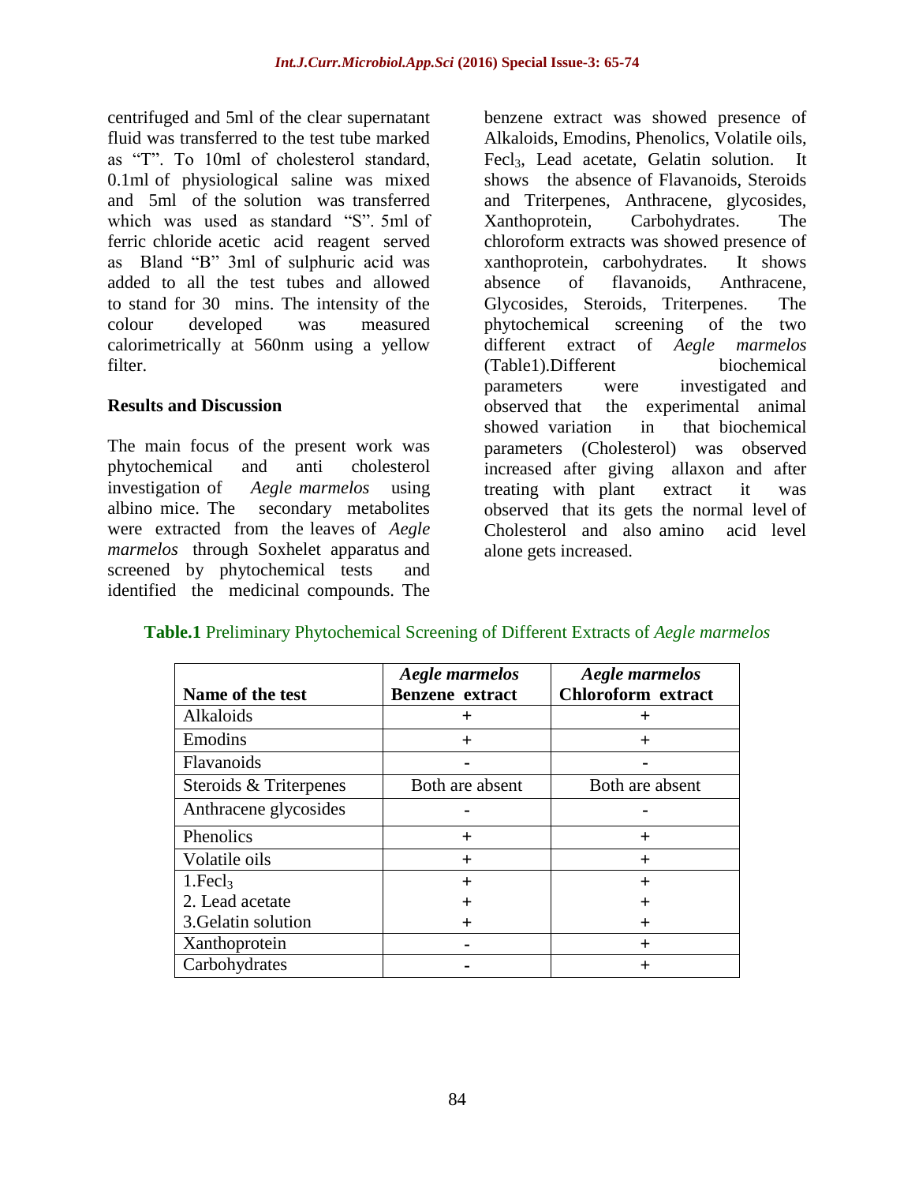centrifuged and 5ml of the clear supernatant fluid was transferred to the test tube marked as "T". To 10ml of cholesterol standard, 0.1ml of physiological saline was mixed and 5ml of the solution was transferred which was used as standard "S". 5ml of ferric chloride acetic acid reagent served as Bland "B" 3ml of sulphuric acid was added to all the test tubes and allowed to stand for 30 mins. The intensity of the colour developed was measured calorimetrically at 560nm using a yellow filter.

## Results and Discussion

The main focus of the present work was phytochemical and anti cholesterol investigation of *Aegle marmelos* using albino mice. The secondary metabolites were extracted from the leaves of *Aegle marmelos* through Soxhelet apparatus and screened by phytochemical tests and identified the medicinal compounds. The benzene extract was showed presence of Alkaloids, Emodins, Phenolics, Volatile oils, $FeCl_3$, Lead acetate, Gelatin solution. It shows the absence of Flavanoids, Steroids and Triterpenes, Anthracene, glycosides, Xanthoprotein, Carbohydrates. The chloroform extracts was showed presence of xanthoprotein, carbohydrates. It shows absence of flavanoids, Anthracene, Glycosides, Steroids, Triterpenes. The phytochemical screening of the two different extract of *Aegle marmelos* (Table1).Different biochemical parameters were investigated and observed that the experimental animal showed variation in that biochemical parameters (Cholesterol) was observed increased after giving allaxon and after treating with plant extract it was observed that its gets the normal level of Cholesterol and also amino acid level alone gets increased.

**Table.1** Preliminary Phytochemical Screening of Different Extracts of *Aegle marmelos*

| Name of the test | *Aegle marmelos* Benzene extract | *Aegle marmelos* Chloroform extract |
|---|---|---|
| Alkaloids | + | + |
| Emodins | + | + |
| Flavanoids | - | - |
| Steroids & Triterpenes | Both are absent | Both are absent |
| Anthracene glycosides | - | - |
| Phenolics | + | + |
| Volatile oils | + | + |
| 1.$FeCl_3$ | + | + |
| 2. Lead acetate | + | + |
| 3.Gelatin solution | + | + |
| Xanthoprotein | - | + |
| Carbohydrates | - | + |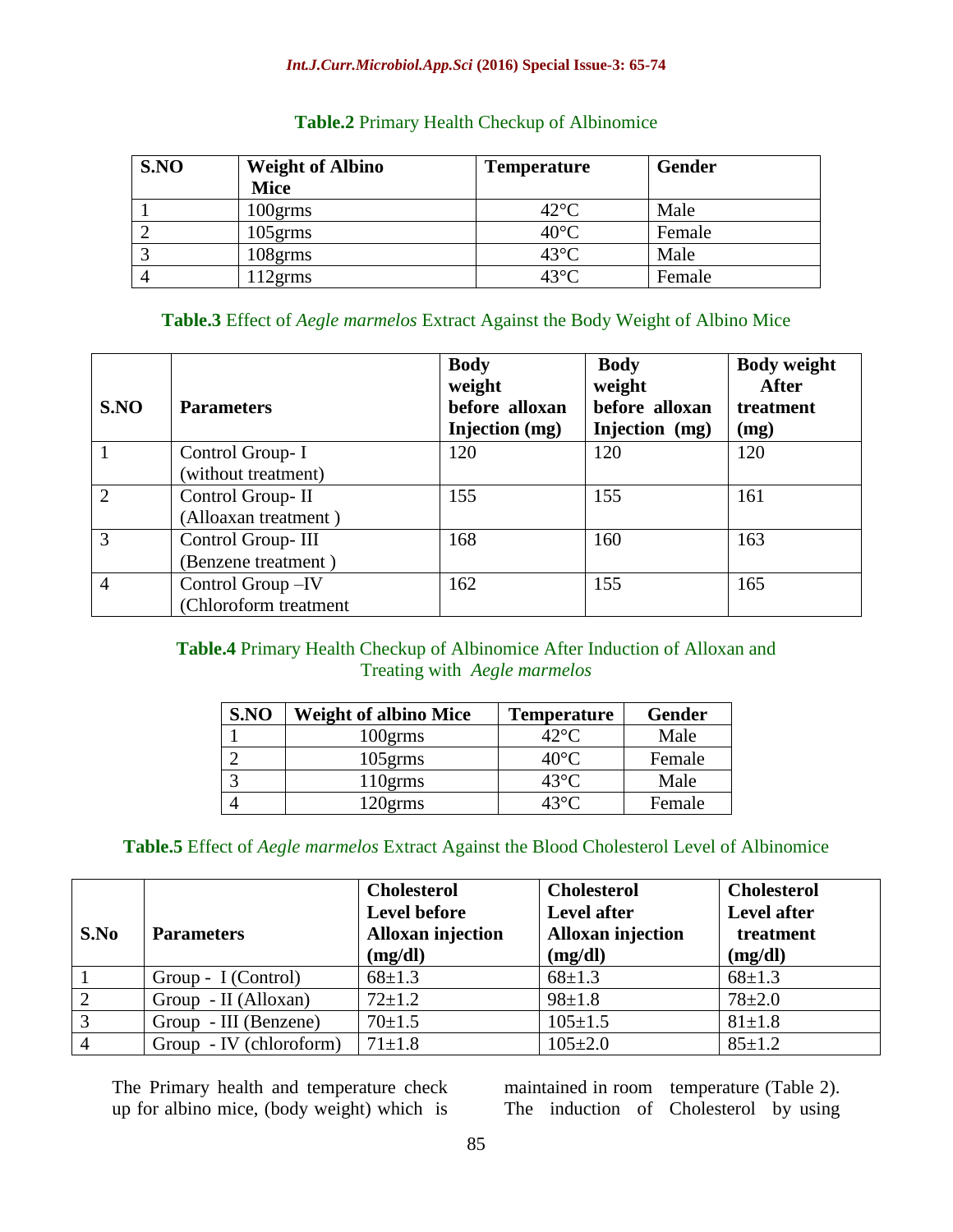**Table.2** Primary Health Checkup of Albinomice

| S.NO | Weight of Albino Mice | Temperature | Gender |
|---|---|---|---|
| 1 | 100grms | 42°C | Male |
| 2 | 105grms | 40°C | Female |
| 3 | 108grms | 43°C | Male |
| 4 | 112grms | 43°C | Female |

**Table.3** Effect of *Aegle marmelos* Extract Against the Body Weight of Albino Mice

| S.NO | Parameters | Body weight before alloxan Injection (mg) | Body weight before alloxan Injection (mg) | Body weight After treatment (mg) |
|---|---|---|---|---|
| 1 | Control Group- I (without treatment) | 120 | 120 | 120 |
| 2 | Control Group- II (Alloxan treatment ) | 155 | 155 | 161 |
| 3 | Control Group- III (Benzene treatment ) | 168 | 160 | 163 |
| 4 | Control Group –IV (Chloroform treatment | 162 | 155 | 165 |

**Table.4** Primary Health Checkup of Albinomice After Induction of Alloxan and Treating with *Aegle marmelos*

| S.NO | Weight of albino Mice | Temperature | Gender |
|---|---|---|---|
| 1 | 100grms | 42°C | Male |
| 2 | 105grms | 40°C | Female |
| 3 | 110grms | 43°C | Male |
| 4 | 120grms | 43°C | Female |

**Table.5** Effect of *Aegle marmelos* Extract Against the Blood Cholesterol Level of Albinomice

| S.No | Parameters | Cholesterol Level before Alloxan injection (mg/dl) | Cholesterol Level after Alloxan injection (mg/dl) | Cholesterol Level after treatment (mg/dl) |
|---|---|---|---|---|
| 1 | Group - I (Control) | 68±1.3 | 68±1.3 | 68±1.3 |
| 2 | Group - II (Alloxan) | 72±1.2 | 98±1.8 | 78±2.0 |
| 3 | Group - III (Benzene) | 70±1.5 | 105±1.5 | 81±1.8 |
| 4 | Group - IV (chloroform) | 71±1.8 | 105±2.0 | 85±1.2 |

The Primary health and temperature check up for albino mice, (body weight) which is maintained in room temperature (Table 2). The induction of Cholesterol by using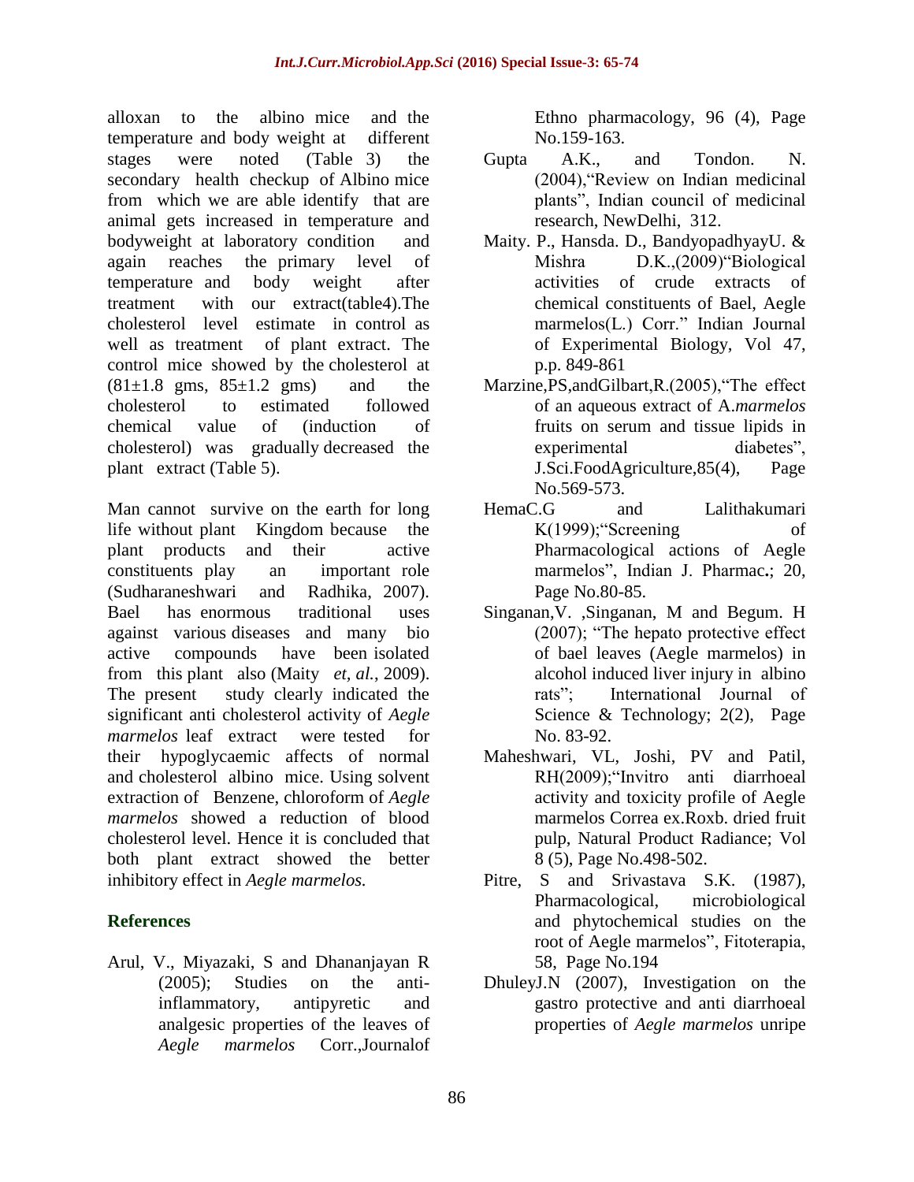alloxan to the albino mice and the temperature and body weight at different stages were noted (Table 3) the secondary health checkup of Albino mice from which we are able identify that are animal gets increased in temperature and bodyweight at laboratory condition and again reaches the primary level of temperature and body weight after treatment with our extract(table4).The cholesterol level estimate in control as well as treatment of plant extract. The control mice showed by the cholesterol at (81±1.8 gms, 85±1.2 gms) and the cholesterol to estimated followed chemical value of (induction of cholesterol) was gradually decreased the plant extract (Table 5).

Man cannot survive on the earth for long life without plant Kingdom because the plant products and their active constituents play an important role (Sudharaneshwari and Radhika, 2007). Bael has enormous traditional uses against various diseases and many bio active compounds have been isolated from this plant also (Maity *et, al.*, 2009). The present study clearly indicated the significant anti cholesterol activity of *Aegle marmelos* leaf extract were tested for their hypoglycaemic affects of normal and cholesterol albino mice. Using solvent extraction of Benzene, chloroform of *Aegle marmelos* showed a reduction of blood cholesterol level. Hence it is concluded that both plant extract showed the better inhibitory effect in *Aegle marmelos.*

## References

Arul, V., Miyazaki, S and Dhananjayan R (2005); Studies on the anti-inflammatory, antipyretic and analgesic properties of the leaves of *Aegle marmelos* Corr.,Journalof Ethno pharmacology, 96 (4), Page No.159-163.

Gupta A.K., and Tondon. N. (2004),"Review on Indian medicinal plants", Indian council of medicinal research, NewDelhi, 312.

Maity. P., Hansda. D., BandyopadhyayU. & Mishra D.K.,(2009)"Biological activities of crude extracts of chemical constituents of Bael, Aegle marmelos(L.) Corr." Indian Journal of Experimental Biology, Vol 47, p.p. 849-861

Marzine,PS,andGilbart,R.(2005),"The effect of an aqueous extract of A.*marmelos* fruits on serum and tissue lipids in experimental diabetes", J.Sci.FoodAgriculture,85(4), Page No.569-573.

HemaC.G and Lalithakumari K(1999);"Screening of Pharmacological actions of Aegle marmelos", Indian J. Pharmac.; 20, Page No.80-85.

Singanan,V. ,Singanan, M and Begum. H (2007); "The hepato protective effect of bael leaves (Aegle marmelos) in alcohol induced liver injury in albino rats"; International Journal of Science & Technology; 2(2), Page No. 83-92.

Maheshwari, VL, Joshi, PV and Patil, RH(2009);"Invitro anti diarrhoeal activity and toxicity profile of Aegle marmelos Correa ex.Roxb. dried fruit pulp, Natural Product Radiance; Vol 8 (5), Page No.498-502.

Pitre, S and Srivastava S.K. (1987), Pharmacological, microbiological and phytochemical studies on the root of Aegle marmelos", Fitoterapia, 58, Page No.194

DhuleyJ.N (2007), Investigation on the gastro protective and anti diarrhoeal properties of *Aegle marmelos* unripe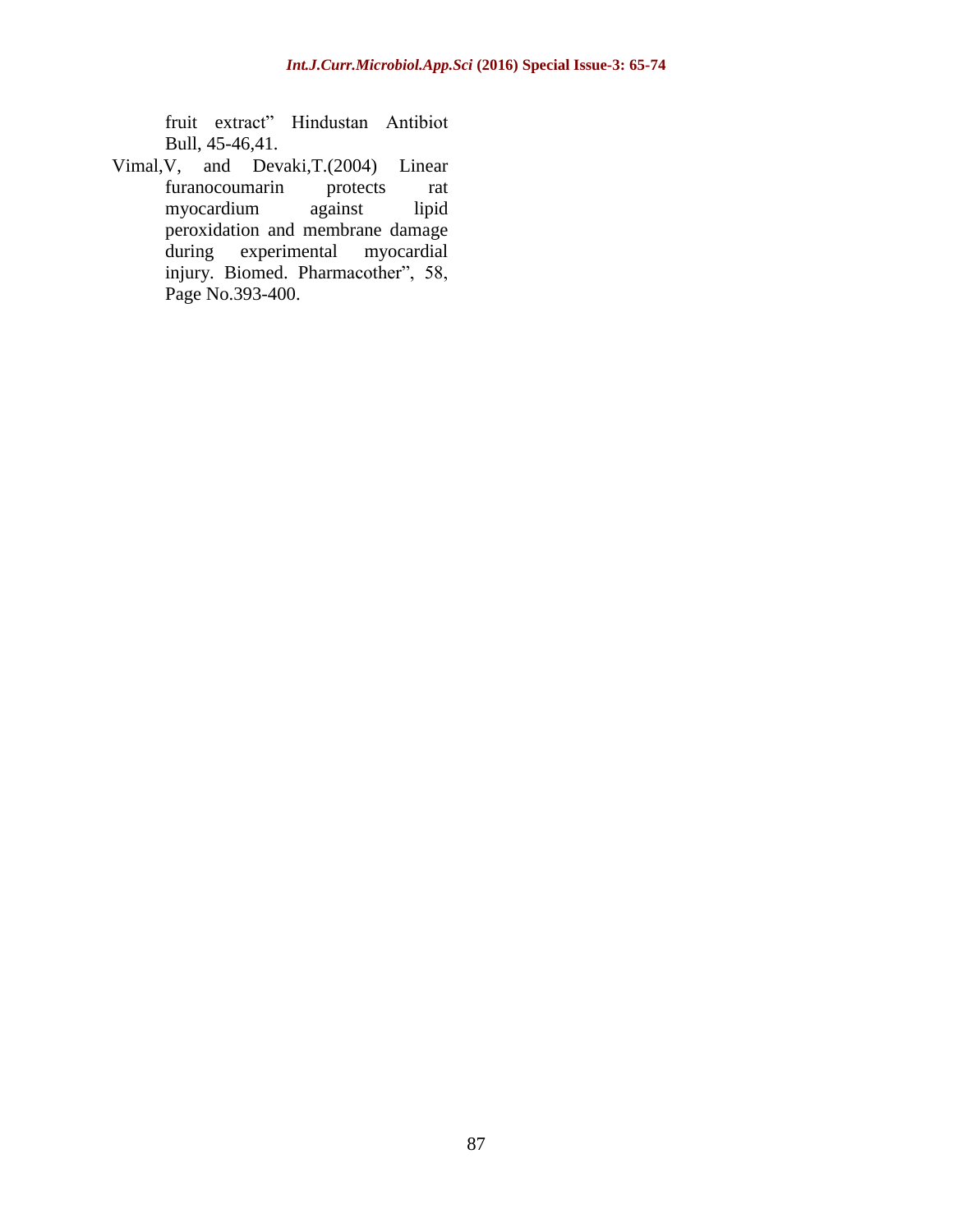fruit extract" Hindustan Antibiot Bull, 45-46,41.

Vimal,V, and Devaki,T.(2004) Linear furanocoumarin protects rat myocardium against lipid peroxidation and membrane damage during experimental myocardial injury. Biomed. Pharmacother", 58, Page No.393-400.